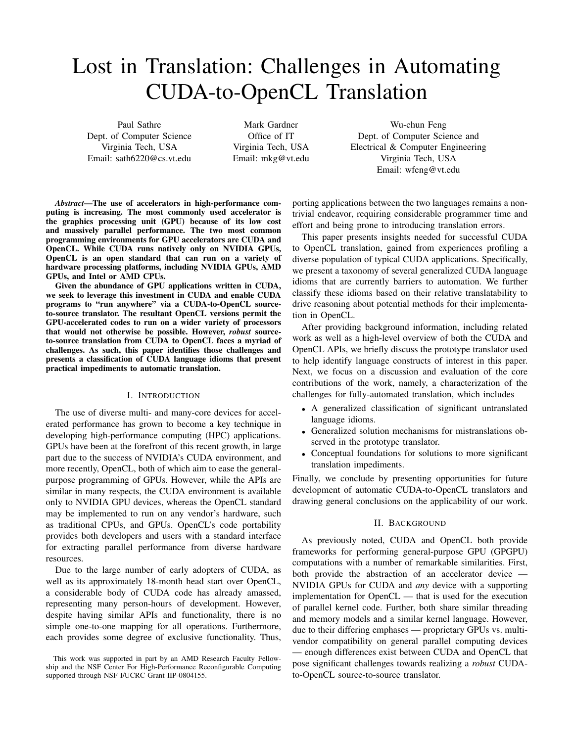# Lost in Translation: Challenges in Automating CUDA-to-OpenCL Translation

Paul Sathre
Dept. of Computer Science
Virginia Tech, USA
Email: sath6220@cs.vt.edu

Mark Gardner
Office of IT
Virginia Tech, USA
Email: mkg@vt.edu

Wu-chun Feng
Dept. of Computer Science and
Electrical & Computer Engineering
Virginia Tech, USA
Email: wfeng@vt.edu

***Abstract*—The use of accelerators in high-performance computing is increasing. The most commonly used accelerator is the graphics processing unit (GPU) because of its low cost and massively parallel performance. The two most common programming environments for GPU accelerators are CUDA and OpenCL. While CUDA runs natively only on NVIDIA GPUs, OpenCL is an open standard that can run on a variety of hardware processing platforms, including NVIDIA GPUs, AMD GPUs, and Intel or AMD CPUs.**

**Given the abundance of GPU applications written in CUDA, we seek to leverage this investment in CUDA and enable CUDA programs to "run anywhere" via a CUDA-to-OpenCL source-to-source translator. The resultant OpenCL versions permit the GPU-accelerated codes to run on a wider variety of processors that would not otherwise be possible. However, *robust* source-to-source translation from CUDA to OpenCL faces a myriad of challenges. As such, this paper identifies those challenges and presents a classification of CUDA language idioms that present practical impediments to automatic translation.**

## I. Introduction

The use of diverse multi- and many-core devices for accelerated performance has grown to become a key technique in developing high-performance computing (HPC) applications. GPUs have been at the forefront of this recent growth, in large part due to the success of NVIDIA's CUDA environment, and more recently, OpenCL, both of which aim to ease the general-purpose programming of GPUs. However, while the APIs are similar in many respects, the CUDA environment is available only to NVIDIA GPU devices, whereas the OpenCL standard may be implemented to run on any vendor's hardware, such as traditional CPUs, and GPUs. OpenCL's code portability provides both developers and users with a standard interface for extracting parallel performance from diverse hardware resources.

Due to the large number of early adopters of CUDA, as well as its approximately 18-month head start over OpenCL, a considerable body of CUDA code has already amassed, representing many person-hours of development. However, despite having similar APIs and functionality, there is no simple one-to-one mapping for all operations. Furthermore, each provides some degree of exclusive functionality. Thus, porting applications between the two languages remains a non-trivial endeavor, requiring considerable programmer time and effort and being prone to introducing translation errors.

This paper presents insights needed for successful CUDA to OpenCL translation, gained from experiences profiling a diverse population of typical CUDA applications. Specifically, we present a taxonomy of several generalized CUDA language idioms that are currently barriers to automation. We further classify these idioms based on their relative translatability to drive reasoning about potential methods for their implementation in OpenCL.

After providing background information, including related work as well as a high-level overview of both the CUDA and OpenCL APIs, we briefly discuss the prototype translator used to help identify language constructs of interest in this paper. Next, we focus on a discussion and evaluation of the core contributions of the work, namely, a characterization of the challenges for fully-automated translation, which includes

- A generalized classification of significant untranslated language idioms.
- Generalized solution mechanisms for mistranslations observed in the prototype translator.
- Conceptual foundations for solutions to more significant translation impediments.

Finally, we conclude by presenting opportunities for future development of automatic CUDA-to-OpenCL translators and drawing general conclusions on the applicability of our work.

## II. Background

As previously noted, CUDA and OpenCL both provide frameworks for performing general-purpose GPU (GPGPU) computations with a number of remarkable similarities. First, both provide the abstraction of an accelerator device — NVIDIA GPUs for CUDA and *any* device with a supporting implementation for OpenCL — that is used for the execution of parallel kernel code. Further, both share similar threading and memory models and a similar kernel language. However, due to their differing emphases — proprietary GPUs vs. multi-vendor compatibility on general parallel computing devices — enough differences exist between CUDA and OpenCL that pose significant challenges towards realizing a *robust* CUDA-to-OpenCL source-to-source translator.

This work was supported in part by an AMD Research Faculty Fellowship and the NSF Center For High-Performance Reconfigurable Computing supported through NSF I/UCRC Grant IIP-0804155.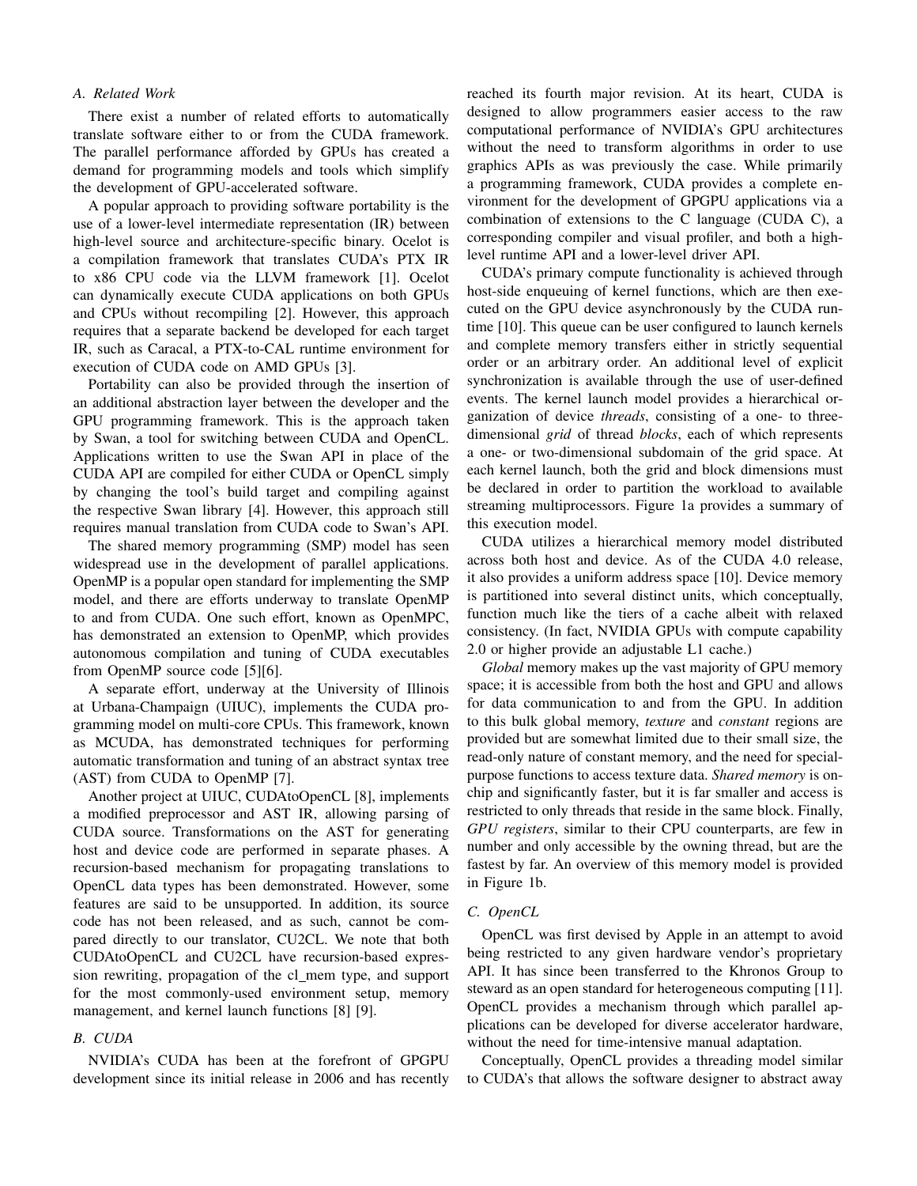### A. Related Work

There exist a number of related efforts to automatically translate software either to or from the CUDA framework. The parallel performance afforded by GPUs has created a demand for programming models and tools which simplify the development of GPU-accelerated software.

A popular approach to providing software portability is the use of a lower-level intermediate representation (IR) between high-level source and architecture-specific binary. Ocelot is a compilation framework that translates CUDA's PTX IR to x86 CPU code via the LLVM framework [1]. Ocelot can dynamically execute CUDA applications on both GPUs and CPUs without recompiling [2]. However, this approach requires that a separate backend be developed for each target IR, such as Caracal, a PTX-to-CAL runtime environment for execution of CUDA code on AMD GPUs [3].

Portability can also be provided through the insertion of an additional abstraction layer between the developer and the GPU programming framework. This is the approach taken by Swan, a tool for switching between CUDA and OpenCL. Applications written to use the Swan API in place of the CUDA API are compiled for either CUDA or OpenCL simply by changing the tool's build target and compiling against the respective Swan library [4]. However, this approach still requires manual translation from CUDA code to Swan's API.

The shared memory programming (SMP) model has seen widespread use in the development of parallel applications. OpenMP is a popular open standard for implementing the SMP model, and there are efforts underway to translate OpenMP to and from CUDA. One such effort, known as OpenMPC, has demonstrated an extension to OpenMP, which provides autonomous compilation and tuning of CUDA executables from OpenMP source code [5][6].

A separate effort, underway at the University of Illinois at Urbana-Champaign (UIUC), implements the CUDA programming model on multi-core CPUs. This framework, known as MCUDA, has demonstrated techniques for performing automatic transformation and tuning of an abstract syntax tree (AST) from CUDA to OpenMP [7].

Another project at UIUC, CUDAtoOpenCL [8], implements a modified preprocessor and AST IR, allowing parsing of CUDA source. Transformations on the AST for generating host and device code are performed in separate phases. A recursion-based mechanism for propagating translations to OpenCL data types has been demonstrated. However, some features are said to be unsupported. In addition, its source code has not been released, and as such, cannot be compared directly to our translator, CU2CL. We note that both CUDAtoOpenCL and CU2CL have recursion-based expression rewriting, propagation of the cl_mem type, and support for the most commonly-used environment setup, memory management, and kernel launch functions [8] [9].

### B. CUDA

NVIDIA's CUDA has been at the forefront of GPGPU development since its initial release in 2006 and has recently reached its fourth major revision. At its heart, CUDA is designed to allow programmers easier access to the raw computational performance of NVIDIA's GPU architectures without the need to transform algorithms in order to use graphics APIs as was previously the case. While primarily a programming framework, CUDA provides a complete environment for the development of GPGPU applications via a combination of extensions to the C language (CUDA C), a corresponding compiler and visual profiler, and both a high-level runtime API and a lower-level driver API.

CUDA's primary compute functionality is achieved through host-side enqueuing of kernel functions, which are then executed on the GPU device asynchronously by the CUDA runtime [10]. This queue can be user configured to launch kernels and complete memory transfers either in strictly sequential order or an arbitrary order. An additional level of explicit synchronization is available through the use of user-defined events. The kernel launch model provides a hierarchical organization of device *threads*, consisting of a one- to three-dimensional *grid* of thread *blocks*, each of which represents a one- or two-dimensional subdomain of the grid space. At each kernel launch, both the grid and block dimensions must be declared in order to partition the workload to available streaming multiprocessors. Figure 1a provides a summary of this execution model.

CUDA utilizes a hierarchical memory model distributed across both host and device. As of the CUDA 4.0 release, it also provides a uniform address space [10]. Device memory is partitioned into several distinct units, which conceptually, function much like the tiers of a cache albeit with relaxed consistency. (In fact, NVIDIA GPUs with compute capability 2.0 or higher provide an adjustable L1 cache.)

*Global* memory makes up the vast majority of GPU memory space; it is accessible from both the host and GPU and allows for data communication to and from the GPU. In addition to this bulk global memory, *texture* and *constant* regions are provided but are somewhat limited due to their small size, the read-only nature of constant memory, and the need for special-purpose functions to access texture data. *Shared memory* is on-chip and significantly faster, but it is far smaller and access is restricted to only threads that reside in the same block. Finally, *GPU registers*, similar to their CPU counterparts, are few in number and only accessible by the owning thread, but are the fastest by far. An overview of this memory model is provided in Figure 1b.

### C. OpenCL

OpenCL was first devised by Apple in an attempt to avoid being restricted to any given hardware vendor's proprietary API. It has since been transferred to the Khronos Group to steward as an open standard for heterogeneous computing [11]. OpenCL provides a mechanism through which parallel applications can be developed for diverse accelerator hardware, without the need for time-intensive manual adaptation.

Conceptually, OpenCL provides a threading model similar to CUDA's that allows the software designer to abstract away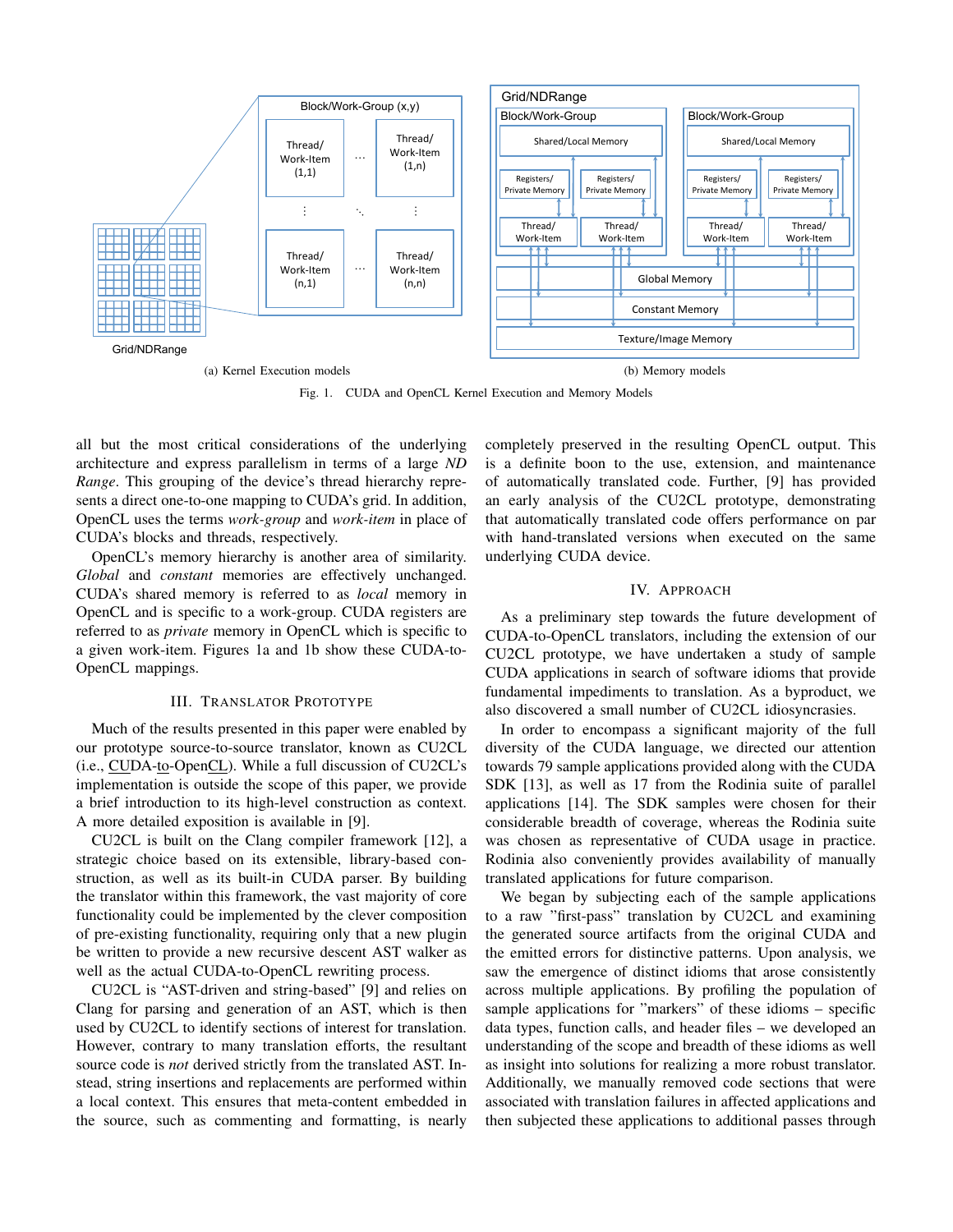Fig. 1. CUDA and OpenCL Kernel Execution and Memory Models

(a) Kernel Execution models

(b) Memory models

all but the most critical considerations of the underlying architecture and express parallelism in terms of a large *ND Range*. This grouping of the device's thread hierarchy represents a direct one-to-one mapping to CUDA's grid. In addition, OpenCL uses the terms *work-group* and *work-item* in place of CUDA's blocks and threads, respectively.

OpenCL's memory hierarchy is another area of similarity. *Global* and *constant* memories are effectively unchanged. CUDA's shared memory is referred to as *local* memory in OpenCL and is specific to a work-group. CUDA registers are referred to as *private* memory in OpenCL which is specific to a given work-item. Figures 1a and 1b show these CUDA-to-OpenCL mappings.

## III. Translator Prototype

Much of the results presented in this paper were enabled by our prototype source-to-source translator, known as CU2CL (i.e., CUDA-to-OpenCL). While a full discussion of CU2CL's implementation is outside the scope of this paper, we provide a brief introduction to its high-level construction as context. A more detailed exposition is available in [9].

CU2CL is built on the Clang compiler framework [12], a strategic choice based on its extensible, library-based construction, as well as its built-in CUDA parser. By building the translator within this framework, the vast majority of core functionality could be implemented by the clever composition of pre-existing functionality, requiring only that a new plugin be written to provide a new recursive descent AST walker as well as the actual CUDA-to-OpenCL rewriting process.

CU2CL is "AST-driven and string-based" [9] and relies on Clang for parsing and generation of an AST, which is then used by CU2CL to identify sections of interest for translation. However, contrary to many translation efforts, the resultant source code is *not* derived strictly from the translated AST. Instead, string insertions and replacements are performed within a local context. This ensures that meta-content embedded in the source, such as commenting and formatting, is nearly completely preserved in the resulting OpenCL output. This is a definite boon to the use, extension, and maintenance of automatically translated code. Further, [9] has provided an early analysis of the CU2CL prototype, demonstrating that automatically translated code offers performance on par with hand-translated versions when executed on the same underlying CUDA device.

## IV. Approach

As a preliminary step towards the future development of CUDA-to-OpenCL translators, including the extension of our CU2CL prototype, we have undertaken a study of sample CUDA applications in search of software idioms that provide fundamental impediments to translation. As a byproduct, we also discovered a small number of CU2CL idiosyncrasies.

In order to encompass a significant majority of the full diversity of the CUDA language, we directed our attention towards 79 sample applications provided along with the CUDA SDK [13], as well as 17 from the Rodinia suite of parallel applications [14]. The SDK samples were chosen for their considerable breadth of coverage, whereas the Rodinia suite was chosen as representative of CUDA usage in practice. Rodinia also conveniently provides availability of manually translated applications for future comparison.

We began by subjecting each of the sample applications to a raw "first-pass" translation by CU2CL and examining the generated source artifacts from the original CUDA and the emitted errors for distinctive patterns. Upon analysis, we saw the emergence of distinct idioms that arose consistently across multiple applications. By profiling the population of sample applications for "markers" of these idioms – specific data types, function calls, and header files – we developed an understanding of the scope and breadth of these idioms as well as insight into solutions for realizing a more robust translator. Additionally, we manually removed code sections that were associated with translation failures in affected applications and then subjected these applications to additional passes through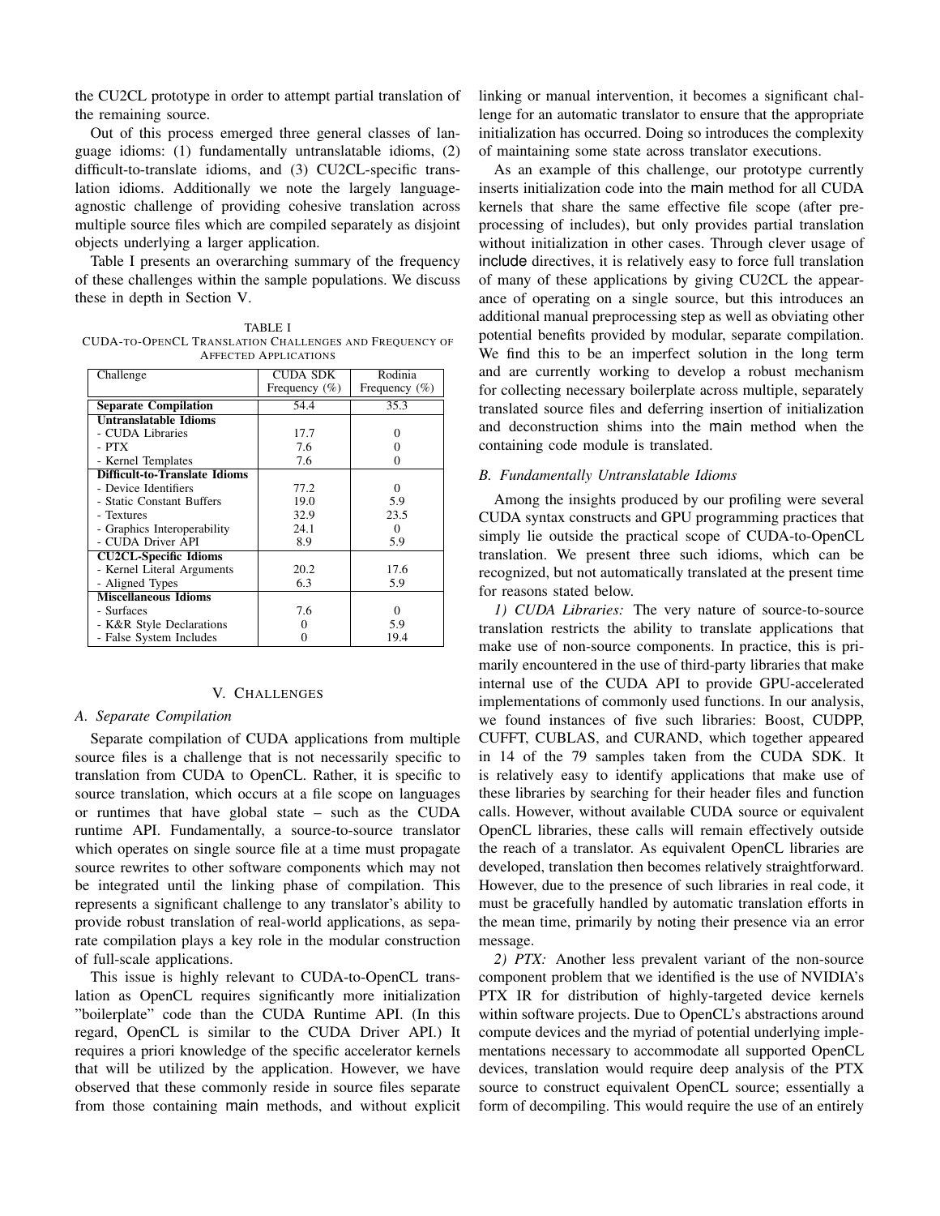the CU2CL prototype in order to attempt partial translation of the remaining source.

Out of this process emerged three general classes of language idioms: (1) fundamentally untranslatable idioms, (2) difficult-to-translate idioms, and (3) CU2CL-specific translation idioms. Additionally we note the largely language-agnostic challenge of providing cohesive translation across multiple source files which are compiled separately as disjoint objects underlying a larger application.

Table I presents an overarching summary of the frequency of these challenges within the sample populations. We discuss these in depth in Section V.

TABLE I
CUDA-TO-OPENCL TRANSLATION CHALLENGES AND FREQUENCY OF AFFECTED APPLICATIONS

| Challenge | CUDA SDK Frequency (%) | Rodinia Frequency (%) |
|---|---|---|
| **Separate Compilation** | 54.4 | 35.3 |
| **Untranslatable Idioms** | | |
| - CUDA Libraries | 17.7 | 0 |
| - PTX | 7.6 | 0 |
| - Kernel Templates | 7.6 | 0 |
| **Difficult-to-Translate Idioms** | | |
| - Device Identifiers | 77.2 | 0 |
| - Static Constant Buffers | 19.0 | 5.9 |
| - Textures | 32.9 | 23.5 |
| - Graphics Interoperability | 24.1 | 0 |
| - CUDA Driver API | 8.9 | 5.9 |
| **CU2CL-Specific Idioms** | | |
| - Kernel Literal Arguments | 20.2 | 17.6 |
| - Aligned Types | 6.3 | 5.9 |
| **Miscellaneous Idioms** | | |
| - Surfaces | 7.6 | 0 |
| - K&R Style Declarations | 0 | 5.9 |
| - False System Includes | 0 | 19.4 |

## V. CHALLENGES

### A. Separate Compilation

Separate compilation of CUDA applications from multiple source files is a challenge that is not necessarily specific to translation from CUDA to OpenCL. Rather, it is specific to source translation, which occurs at a file scope on languages or runtimes that have global state – such as the CUDA runtime API. Fundamentally, a source-to-source translator which operates on single source file at a time must propagate source rewrites to other software components which may not be integrated until the linking phase of compilation. This represents a significant challenge to any translator's ability to provide robust translation of real-world applications, as separate compilation plays a key role in the modular construction of full-scale applications.

This issue is highly relevant to CUDA-to-OpenCL translation as OpenCL requires significantly more initialization "boilerplate" code than the CUDA Runtime API. (In this regard, OpenCL is similar to the CUDA Driver API.) It requires a priori knowledge of the specific accelerator kernels that will be utilized by the application. However, we have observed that these commonly reside in source files separate from those containing main methods, and without explicit linking or manual intervention, it becomes a significant challenge for an automatic translator to ensure that the appropriate initialization has occurred. Doing so introduces the complexity of maintaining some state across translator executions.

As an example of this challenge, our prototype currently inserts initialization code into the main method for all CUDA kernels that share the same effective file scope (after preprocessing of includes), but only provides partial translation without initialization in other cases. Through clever usage of include directives, it is relatively easy to force full translation of many of these applications by giving CU2CL the appearance of operating on a single source, but this introduces an additional manual preprocessing step as well as obviating other potential benefits provided by modular, separate compilation. We find this to be an imperfect solution in the long term and are currently working to develop a robust mechanism for collecting necessary boilerplate across multiple, separately translated source files and deferring insertion of initialization and deconstruction shims into the main method when the containing code module is translated.

### B. Fundamentally Untranslatable Idioms

Among the insights produced by our profiling were several CUDA syntax constructs and GPU programming practices that simply lie outside the practical scope of CUDA-to-OpenCL translation. We present three such idioms, which can be recognized, but not automatically translated at the present time for reasons stated below.

*1) CUDA Libraries:* The very nature of source-to-source translation restricts the ability to translate applications that make use of non-source components. In practice, this is primarily encountered in the use of third-party libraries that make internal use of the CUDA API to provide GPU-accelerated implementations of commonly used functions. In our analysis, we found instances of five such libraries: Boost, CUDPP, CUFFT, CUBLAS, and CURAND, which together appeared in 14 of the 79 samples taken from the CUDA SDK. It is relatively easy to identify applications that make use of these libraries by searching for their header files and function calls. However, without available CUDA source or equivalent OpenCL libraries, these calls will remain effectively outside the reach of a translator. As equivalent OpenCL libraries are developed, translation then becomes relatively straightforward. However, due to the presence of such libraries in real code, it must be gracefully handled by automatic translation efforts in the mean time, primarily by noting their presence via an error message.

*2) PTX:* Another less prevalent variant of the non-source component problem that we identified is the use of NVIDIA's PTX IR for distribution of highly-targeted device kernels within software projects. Due to OpenCL's abstractions around compute devices and the myriad of potential underlying implementations necessary to accommodate all supported OpenCL devices, translation would require deep analysis of the PTX source to construct equivalent OpenCL source; essentially a form of decompiling. This would require the use of an entirely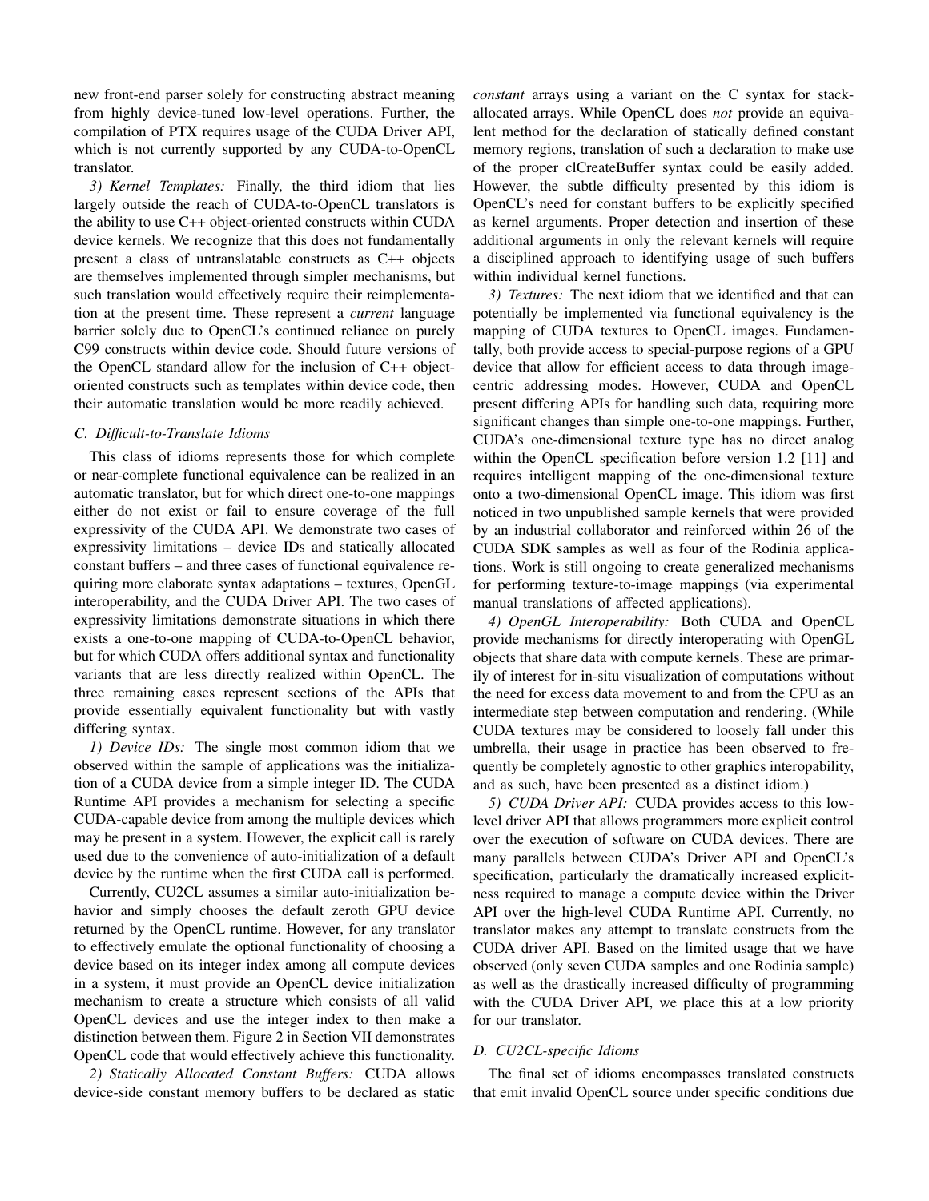new front-end parser solely for constructing abstract meaning from highly device-tuned low-level operations. Further, the compilation of PTX requires usage of the CUDA Driver API, which is not currently supported by any CUDA-to-OpenCL translator.

*3) Kernel Templates:* Finally, the third idiom that lies largely outside the reach of CUDA-to-OpenCL translators is the ability to use C++ object-oriented constructs within CUDA device kernels. We recognize that this does not fundamentally present a class of untranslatable constructs as C++ objects are themselves implemented through simpler mechanisms, but such translation would effectively require their reimplementation at the present time. These represent a *current* language barrier solely due to OpenCL's continued reliance on purely C99 constructs within device code. Should future versions of the OpenCL standard allow for the inclusion of C++ object-oriented constructs such as templates within device code, then their automatic translation would be more readily achieved.

### C. Difficult-to-Translate Idioms

This class of idioms represents those for which complete or near-complete functional equivalence can be realized in an automatic translator, but for which direct one-to-one mappings either do not exist or fail to ensure coverage of the full expressivity of the CUDA API. We demonstrate two cases of expressivity limitations – device IDs and statically allocated constant buffers – and three cases of functional equivalence requiring more elaborate syntax adaptations – textures, OpenGL interoperability, and the CUDA Driver API. The two cases of expressivity limitations demonstrate situations in which there exists a one-to-one mapping of CUDA-to-OpenCL behavior, but for which CUDA offers additional syntax and functionality variants that are less directly realized within OpenCL. The three remaining cases represent sections of the APIs that provide essentially equivalent functionality but with vastly differing syntax.

*1) Device IDs:* The single most common idiom that we observed within the sample of applications was the initialization of a CUDA device from a simple integer ID. The CUDA Runtime API provides a mechanism for selecting a specific CUDA-capable device from among the multiple devices which may be present in a system. However, the explicit call is rarely used due to the convenience of auto-initialization of a default device by the runtime when the first CUDA call is performed.

Currently, CU2CL assumes a similar auto-initialization behavior and simply chooses the default zeroth GPU device returned by the OpenCL runtime. However, for any translator to effectively emulate the optional functionality of choosing a device based on its integer index among all compute devices in a system, it must provide an OpenCL device initialization mechanism to create a structure which consists of all valid OpenCL devices and use the integer index to then make a distinction between them. Figure 2 in Section VII demonstrates OpenCL code that would effectively achieve this functionality.

*2) Statically Allocated Constant Buffers:* CUDA allows device-side constant memory buffers to be declared as static *constant* arrays using a variant on the C syntax for stack-allocated arrays. While OpenCL does *not* provide an equivalent method for the declaration of statically defined constant memory regions, translation of such a declaration to make use of the proper clCreateBuffer syntax could be easily added. However, the subtle difficulty presented by this idiom is OpenCL's need for constant buffers to be explicitly specified as kernel arguments. Proper detection and insertion of these additional arguments in only the relevant kernels will require a disciplined approach to identifying usage of such buffers within individual kernel functions.

*3) Textures:* The next idiom that we identified and that can potentially be implemented via functional equivalency is the mapping of CUDA textures to OpenCL images. Fundamentally, both provide access to special-purpose regions of a GPU device that allow for efficient access to data through image-centric addressing modes. However, CUDA and OpenCL present differing APIs for handling such data, requiring more significant changes than simple one-to-one mappings. Further, CUDA's one-dimensional texture type has no direct analog within the OpenCL specification before version 1.2 [11] and requires intelligent mapping of the one-dimensional texture onto a two-dimensional OpenCL image. This idiom was first noticed in two unpublished sample kernels that were provided by an industrial collaborator and reinforced within 26 of the CUDA SDK samples as well as four of the Rodinia applications. Work is still ongoing to create generalized mechanisms for performing texture-to-image mappings (via experimental manual translations of affected applications).

*4) OpenGL Interoperability:* Both CUDA and OpenCL provide mechanisms for directly interoperating with OpenGL objects that share data with compute kernels. These are primarily of interest for in-situ visualization of computations without the need for excess data movement to and from the CPU as an intermediate step between computation and rendering. (While CUDA textures may be considered to loosely fall under this umbrella, their usage in practice has been observed to frequently be completely agnostic to other graphics interopability, and as such, have been presented as a distinct idiom.)

*5) CUDA Driver API:* CUDA provides access to this low-level driver API that allows programmers more explicit control over the execution of software on CUDA devices. There are many parallels between CUDA's Driver API and OpenCL's specification, particularly the dramatically increased explicitness required to manage a compute device within the Driver API over the high-level CUDA Runtime API. Currently, no translator makes any attempt to translate constructs from the CUDA driver API. Based on the limited usage that we have observed (only seven CUDA samples and one Rodinia sample) as well as the drastically increased difficulty of programming with the CUDA Driver API, we place this at a low priority for our translator.

### D. CU2CL-specific Idioms

The final set of idioms encompasses translated constructs that emit invalid OpenCL source under specific conditions due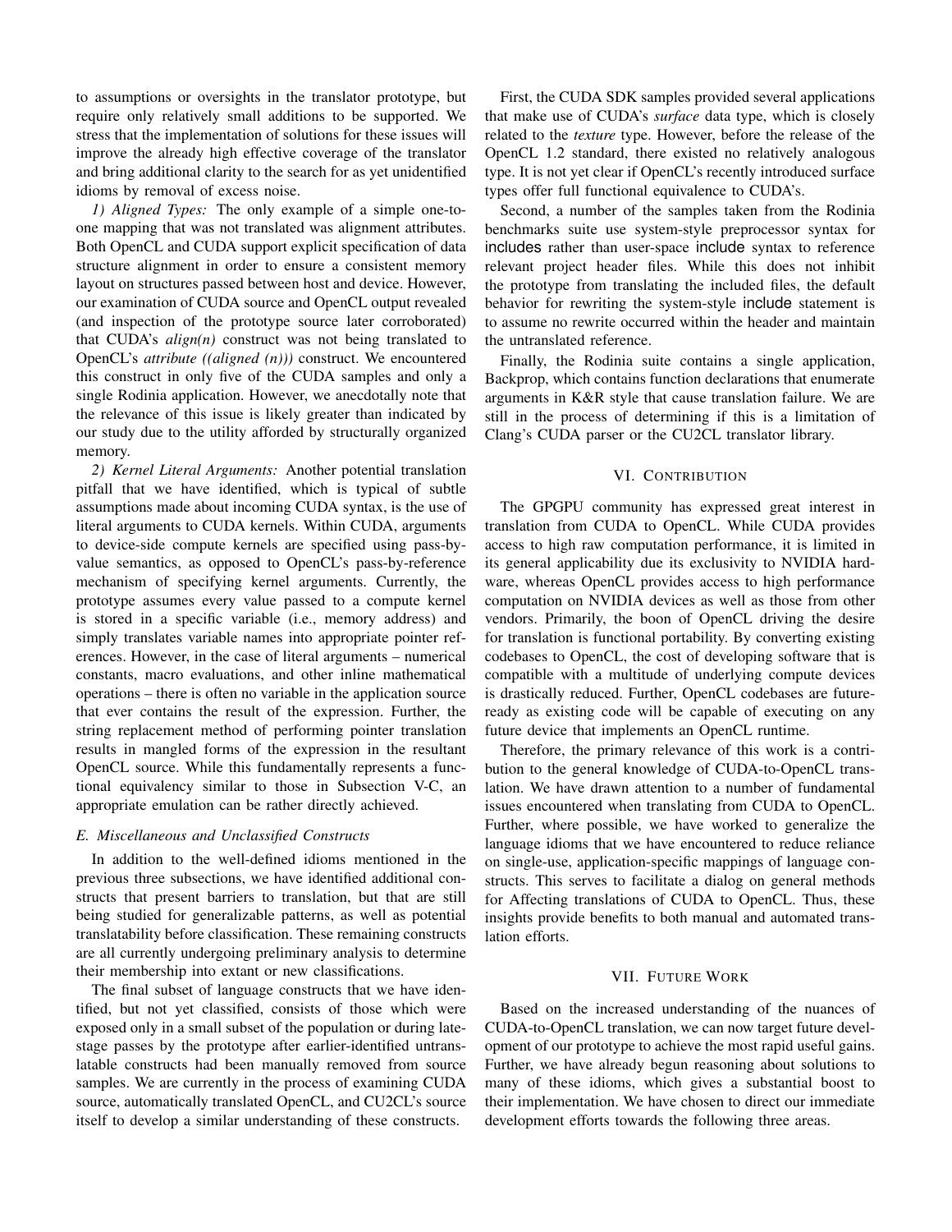to assumptions or oversights in the translator prototype, but require only relatively small additions to be supported. We stress that the implementation of solutions for these issues will improve the already high effective coverage of the translator and bring additional clarity to the search for as yet unidentified idioms by removal of excess noise.

*1) Aligned Types:* The only example of a simple one-to-one mapping that was not translated was alignment attributes. Both OpenCL and CUDA support explicit specification of data structure alignment in order to ensure a consistent memory layout on structures passed between host and device. However, our examination of CUDA source and OpenCL output revealed (and inspection of the prototype source later corroborated) that CUDA's *align(n)* construct was not being translated to OpenCL's *attribute ((aligned (n)))* construct. We encountered this construct in only five of the CUDA samples and only a single Rodinia application. However, we anecdotally note that the relevance of this issue is likely greater than indicated by our study due to the utility afforded by structurally organized memory.

*2) Kernel Literal Arguments:* Another potential translation pitfall that we have identified, which is typical of subtle assumptions made about incoming CUDA syntax, is the use of literal arguments to CUDA kernels. Within CUDA, arguments to device-side compute kernels are specified using pass-by-value semantics, as opposed to OpenCL's pass-by-reference mechanism of specifying kernel arguments. Currently, the prototype assumes every value passed to a compute kernel is stored in a specific variable (i.e., memory address) and simply translates variable names into appropriate pointer references. However, in the case of literal arguments – numerical constants, macro evaluations, and other inline mathematical operations – there is often no variable in the application source that ever contains the result of the expression. Further, the string replacement method of performing pointer translation results in mangled forms of the expression in the resultant OpenCL source. While this fundamentally represents a functional equivalency similar to those in Subsection V-C, an appropriate emulation can be rather directly achieved.

### E. Miscellaneous and Unclassified Constructs

In addition to the well-defined idioms mentioned in the previous three subsections, we have identified additional constructs that present barriers to translation, but that are still being studied for generalizable patterns, as well as potential translatability before classification. These remaining constructs are all currently undergoing preliminary analysis to determine their membership into extant or new classifications.

The final subset of language constructs that we have identified, but not yet classified, consists of those which were exposed only in a small subset of the population or during late-stage passes by the prototype after earlier-identified untranslatable constructs had been manually removed from source samples. We are currently in the process of examining CUDA source, automatically translated OpenCL, and CU2CL's source itself to develop a similar understanding of these constructs.

First, the CUDA SDK samples provided several applications that make use of CUDA's *surface* data type, which is closely related to the *texture* type. However, before the release of the OpenCL 1.2 standard, there existed no relatively analogous type. It is not yet clear if OpenCL's recently introduced surface types offer full functional equivalence to CUDA's.

Second, a number of the samples taken from the Rodinia benchmarks suite use system-style preprocessor syntax for includes rather than user-space include syntax to reference relevant project header files. While this does not inhibit the prototype from translating the included files, the default behavior for rewriting the system-style include statement is to assume no rewrite occurred within the header and maintain the untranslated reference.

Finally, the Rodinia suite contains a single application, Backprop, which contains function declarations that enumerate arguments in K&R style that cause translation failure. We are still in the process of determining if this is a limitation of Clang's CUDA parser or the CU2CL translator library.

## VI. Contribution

The GPGPU community has expressed great interest in translation from CUDA to OpenCL. While CUDA provides access to high raw computation performance, it is limited in its general applicability due its exclusivity to NVIDIA hardware, whereas OpenCL provides access to high performance computation on NVIDIA devices as well as those from other vendors. Primarily, the boon of OpenCL driving the desire for translation is functional portability. By converting existing codebases to OpenCL, the cost of developing software that is compatible with a multitude of underlying compute devices is drastically reduced. Further, OpenCL codebases are future-ready as existing code will be capable of executing on any future device that implements an OpenCL runtime.

Therefore, the primary relevance of this work is a contribution to the general knowledge of CUDA-to-OpenCL translation. We have drawn attention to a number of fundamental issues encountered when translating from CUDA to OpenCL. Further, where possible, we have worked to generalize the language idioms that we have encountered to reduce reliance on single-use, application-specific mappings of language constructs. This serves to facilitate a dialog on general methods for Affecting translations of CUDA to OpenCL. Thus, these insights provide benefits to both manual and automated translation efforts.

## VII. Future Work

Based on the increased understanding of the nuances of CUDA-to-OpenCL translation, we can now target future development of our prototype to achieve the most rapid useful gains. Further, we have already begun reasoning about solutions to many of these idioms, which gives a substantial boost to their implementation. We have chosen to direct our immediate development efforts towards the following three areas.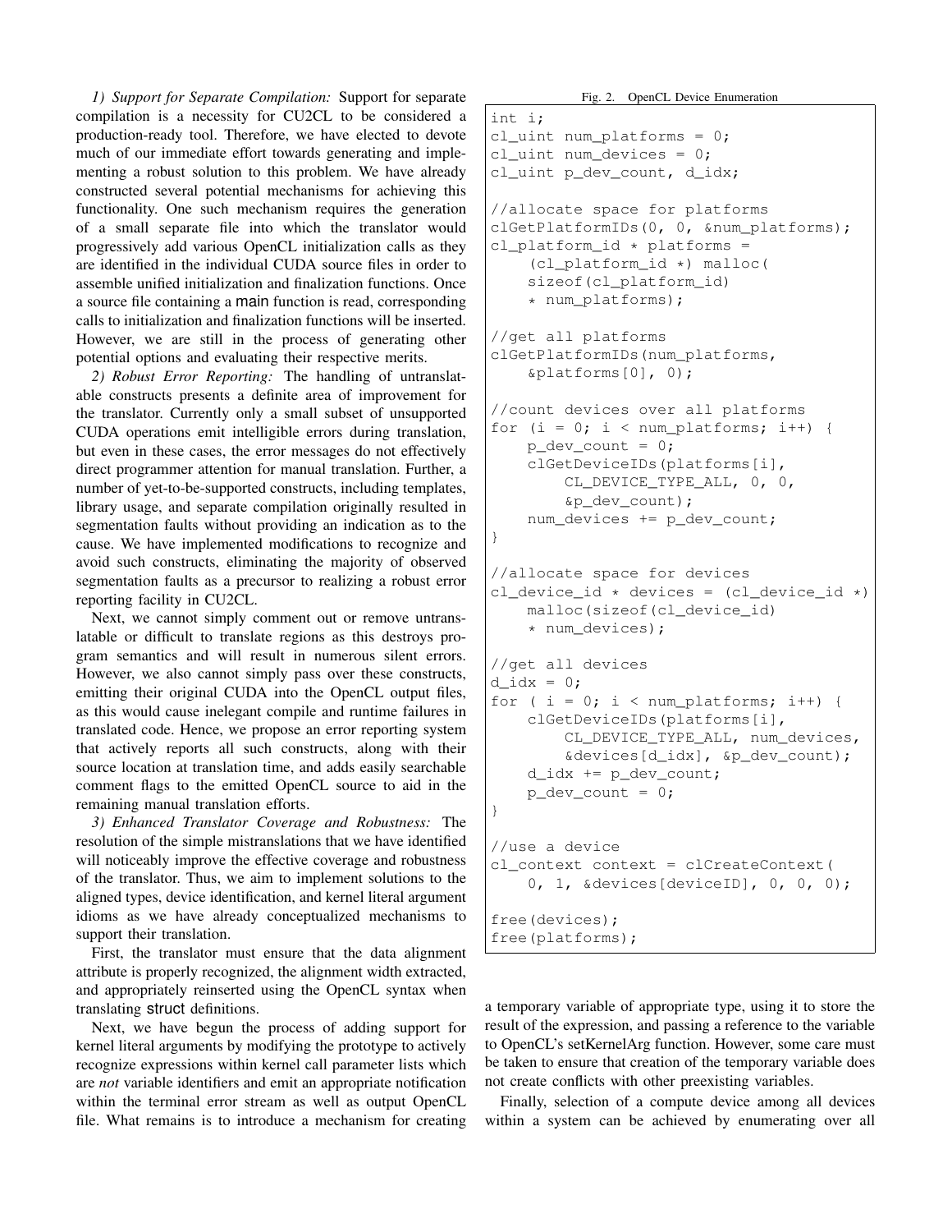*1) Support for Separate Compilation:* Support for separate compilation is a necessity for CU2CL to be considered a production-ready tool. Therefore, we have elected to devote much of our immediate effort towards generating and implementing a robust solution to this problem. We have already constructed several potential mechanisms for achieving this functionality. One such mechanism requires the generation of a small separate file into which the translator would progressively add various OpenCL initialization calls as they are identified in the individual CUDA source files in order to assemble unified initialization and finalization functions. Once a source file containing a main function is read, corresponding calls to initialization and finalization functions will be inserted. However, we are still in the process of generating other potential options and evaluating their respective merits.

*2) Robust Error Reporting:* The handling of untranslatable constructs presents a definite area of improvement for the translator. Currently only a small subset of unsupported CUDA operations emit intelligible errors during translation, but even in these cases, the error messages do not effectively direct programmer attention for manual translation. Further, a number of yet-to-be-supported constructs, including templates, library usage, and separate compilation originally resulted in segmentation faults without providing an indication as to the cause. We have implemented modifications to recognize and avoid such constructs, eliminating the majority of observed segmentation faults as a precursor to realizing a robust error reporting facility in CU2CL.

Next, we cannot simply comment out or remove untranslatable or difficult to translate regions as this destroys program semantics and will result in numerous silent errors. However, we also cannot simply pass over these constructs, emitting their original CUDA into the OpenCL output files, as this would cause inelegant compile and runtime failures in translated code. Hence, we propose an error reporting system that actively reports all such constructs, along with their source location at translation time, and adds easily searchable comment flags to the emitted OpenCL source to aid in the remaining manual translation efforts.

*3) Enhanced Translator Coverage and Robustness:* The resolution of the simple mistranslations that we have identified will noticeably improve the effective coverage and robustness of the translator. Thus, we aim to implement solutions to the aligned types, device identification, and kernel literal argument idioms as we have already conceptualized mechanisms to support their translation.

First, the translator must ensure that the data alignment attribute is properly recognized, the alignment width extracted, and appropriately reinserted using the OpenCL syntax when translating struct definitions.

Next, we have begun the process of adding support for kernel literal arguments by modifying the prototype to actively recognize expressions within kernel call parameter lists which are *not* variable identifiers and emit an appropriate notification within the terminal error stream as well as output OpenCL file. What remains is to introduce a mechanism for creating a temporary variable of appropriate type, using it to store the result of the expression, and passing a reference to the variable to OpenCL's setKernelArg function. However, some care must be taken to ensure that creation of the temporary variable does not create conflicts with other preexisting variables.

Finally, selection of a compute device among all devices within a system can be achieved by enumerating over all

Fig. 2. OpenCL Device Enumeration

```
int i;
cl_uint num_platforms = 0;
cl_uint num_devices = 0;
cl_uint p_dev_count, d_idx;

//allocate space for platforms
clGetPlatformIDs(0, 0, &num_platforms);
cl_platform_id * platforms =
    (cl_platform_id *) malloc(
    sizeof(cl_platform_id)
    * num_platforms);

//get all platforms
clGetPlatformIDs(num_platforms,
    &platforms[0], 0);

//count devices over all platforms
for (i = 0; i < num_platforms; i++) {
    p_dev_count = 0;
    clGetDeviceIDs(platforms[i],
        CL_DEVICE_TYPE_ALL, 0, 0,
        &p_dev_count);
    num_devices += p_dev_count;
}

//allocate space for devices
cl_device_id * devices = (cl_device_id *)
    malloc(sizeof(cl_device_id)
    * num_devices);

//get all devices
d_idx = 0;
for ( i = 0; i < num_platforms; i++) {
    clGetDeviceIDs(platforms[i],
        CL_DEVICE_TYPE_ALL, num_devices,
        &devices[d_idx], &p_dev_count);
    d_idx += p_dev_count;
    p_dev_count = 0;
}

//use a device
cl_context context = clCreateContext(
    0, 1, &devices[deviceID], 0, 0, 0);

free(devices);
free(platforms);
```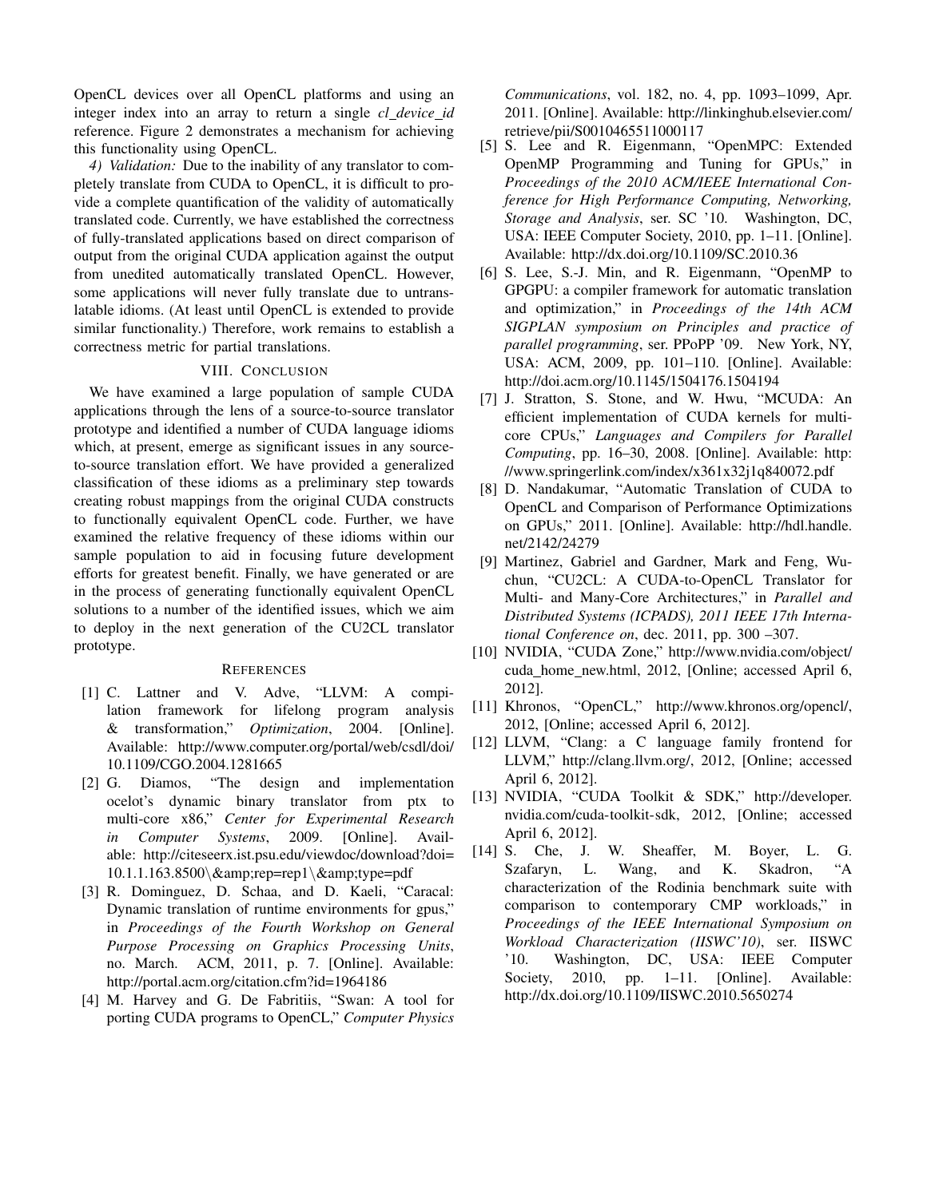OpenCL devices over all OpenCL platforms and using an integer index into an array to return a single *cl_device_id* reference. Figure 2 demonstrates a mechanism for achieving this functionality using OpenCL.

*4) Validation:* Due to the inability of any translator to completely translate from CUDA to OpenCL, it is difficult to provide a complete quantification of the validity of automatically translated code. Currently, we have established the correctness of fully-translated applications based on direct comparison of output from the original CUDA application against the output from unedited automatically translated OpenCL. However, some applications will never fully translate due to untranslatable idioms. (At least until OpenCL is extended to provide similar functionality.) Therefore, work remains to establish a correctness metric for partial translations.

## VIII. Conclusion

We have examined a large population of sample CUDA applications through the lens of a source-to-source translator prototype and identified a number of CUDA language idioms which, at present, emerge as significant issues in any source-to-source translation effort. We have provided a generalized classification of these idioms as a preliminary step towards creating robust mappings from the original CUDA constructs to functionally equivalent OpenCL code. Further, we have examined the relative frequency of these idioms within our sample population to aid in focusing future development efforts for greatest benefit. Finally, we have generated or are in the process of generating functionally equivalent OpenCL solutions to a number of the identified issues, which we aim to deploy in the next generation of the CU2CL translator prototype.

## References

[1] C. Lattner and V. Adve, "LLVM: A compilation framework for lifelong program analysis & transformation," *Optimization*, 2004. [Online]. Available: http://www.computer.org/portal/web/csdl/doi/10.1109/CGO.2004.1281665

[2] G. Diamos, "The design and implementation ocelot's dynamic binary translator from ptx to multi-core x86," *Center for Experimental Research in Computer Systems*, 2009. [Online]. Available: http://citeseerx.ist.psu.edu/viewdoc/download?doi=10.1.1.163.8500\&amp;rep=rep1\&amp;type=pdf

[3] R. Dominguez, D. Schaa, and D. Kaeli, "Caracal: Dynamic translation of runtime environments for gpus," in *Proceedings of the Fourth Workshop on General Purpose Processing on Graphics Processing Units*, no. March. ACM, 2011, p. 7. [Online]. Available: http://portal.acm.org/citation.cfm?id=1964186

[4] M. Harvey and G. De Fabritiis, "Swan: A tool for porting CUDA programs to OpenCL," *Computer Physics Communications*, vol. 182, no. 4, pp. 1093–1099, Apr. 2011. [Online]. Available: http://linkinghub.elsevier.com/retrieve/pii/S0010465511000117

[5] S. Lee and R. Eigenmann, "OpenMPC: Extended OpenMP Programming and Tuning for GPUs," in *Proceedings of the 2010 ACM/IEEE International Conference for High Performance Computing, Networking, Storage and Analysis*, ser. SC '10. Washington, DC, USA: IEEE Computer Society, 2010, pp. 1–11. [Online]. Available: http://dx.doi.org/10.1109/SC.2010.36

[6] S. Lee, S.-J. Min, and R. Eigenmann, "OpenMP to GPGPU: a compiler framework for automatic translation and optimization," in *Proceedings of the 14th ACM SIGPLAN symposium on Principles and practice of parallel programming*, ser. PPoPP '09. New York, NY, USA: ACM, 2009, pp. 101–110. [Online]. Available: http://doi.acm.org/10.1145/1504176.1504194

[7] J. Stratton, S. Stone, and W. Hwu, "MCUDA: An efficient implementation of CUDA kernels for multi-core CPUs," *Languages and Compilers for Parallel Computing*, pp. 16–30, 2008. [Online]. Available: http://www.springerlink.com/index/x361x32j1q840072.pdf

[8] D. Nandakumar, "Automatic Translation of CUDA to OpenCL and Comparison of Performance Optimizations on GPUs," 2011. [Online]. Available: http://hdl.handle.net/2142/24279

[9] Martinez, Gabriel and Gardner, Mark and Feng, Wu-chun, "CU2CL: A CUDA-to-OpenCL Translator for Multi- and Many-Core Architectures," in *Parallel and Distributed Systems (ICPADS), 2011 IEEE 17th International Conference on*, dec. 2011, pp. 300 –307.

[10] NVIDIA, "CUDA Zone," http://www.nvidia.com/object/cuda_home_new.html, 2012, [Online; accessed April 6, 2012].

[11] Khronos, "OpenCL," http://www.khronos.org/opencl/, 2012, [Online; accessed April 6, 2012].

[12] LLVM, "Clang: a C language family frontend for LLVM," http://clang.llvm.org/, 2012, [Online; accessed April 6, 2012].

[13] NVIDIA, "CUDA Toolkit & SDK," http://developer.nvidia.com/cuda-toolkit-sdk, 2012, [Online; accessed April 6, 2012].

[14] S. Che, J. W. Sheaffer, M. Boyer, L. G. Szafaryn, L. Wang, and K. Skadron, "A characterization of the Rodinia benchmark suite with comparison to contemporary CMP workloads," in *Proceedings of the IEEE International Symposium on Workload Characterization (IISWC'10)*, ser. IISWC '10. Washington, DC, USA: IEEE Computer Society, 2010, pp. 1–11. [Online]. Available: http://dx.doi.org/10.1109/IISWC.2010.5650274